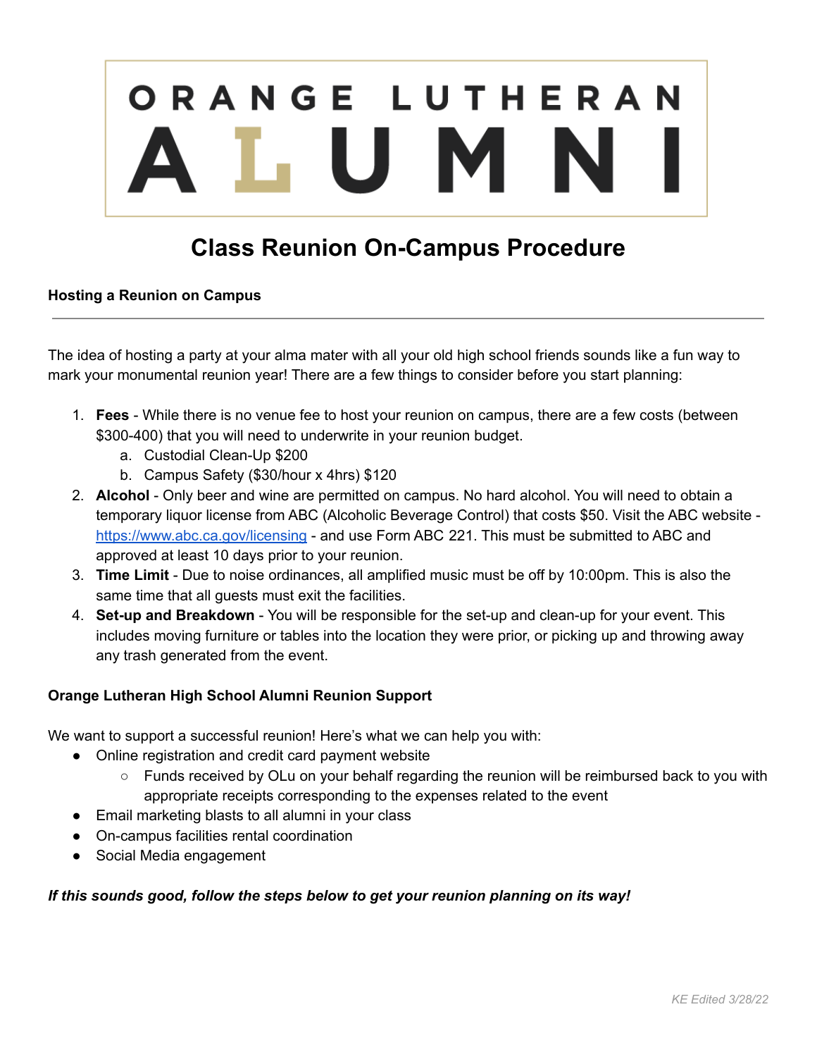# ORANGE LUTHERAN ALUMNI

## Class Reunion On-Campus Procedure

### Hosting a Reunion on Campus

---

The idea of hosting a party at your alma mater with all your old high school friends sounds like a fun way to mark your monumental reunion year! There are a few things to consider before you start planning:

1. **Fees** - While there is no venue fee to host your reunion on campus, there are a few costs (between $300-400) that you will need to underwrite in your reunion budget.
   a. Custodial Clean-Up $200
   b. Campus Safety ($30/hour x 4hrs) $120
2. **Alcohol** - Only beer and wine are permitted on campus. No hard alcohol. You will need to obtain a temporary liquor license from ABC (Alcoholic Beverage Control) that costs $50. Visit the ABC website - [https://www.abc.ca.gov/licensing](https://www.abc.ca.gov/licensing) - and use Form ABC 221. This must be submitted to ABC and approved at least 10 days prior to your reunion.
3. **Time Limit** - Due to noise ordinances, all amplified music must be off by 10:00pm. This is also the same time that all guests must exit the facilities.
4. **Set-up and Breakdown** - You will be responsible for the set-up and clean-up for your event. This includes moving furniture or tables into the location they were prior, or picking up and throwing away any trash generated from the event.

### Orange Lutheran High School Alumni Reunion Support

We want to support a successful reunion! Here's what we can help you with:

- Online registration and credit card payment website
  - Funds received by OLu on your behalf regarding the reunion will be reimbursed back to you with appropriate receipts corresponding to the expenses related to the event
- Email marketing blasts to all alumni in your class
- On-campus facilities rental coordination
- Social Media engagement

***If this sounds good, follow the steps below to get your reunion planning on its way!***

*KE Edited 3/28/22*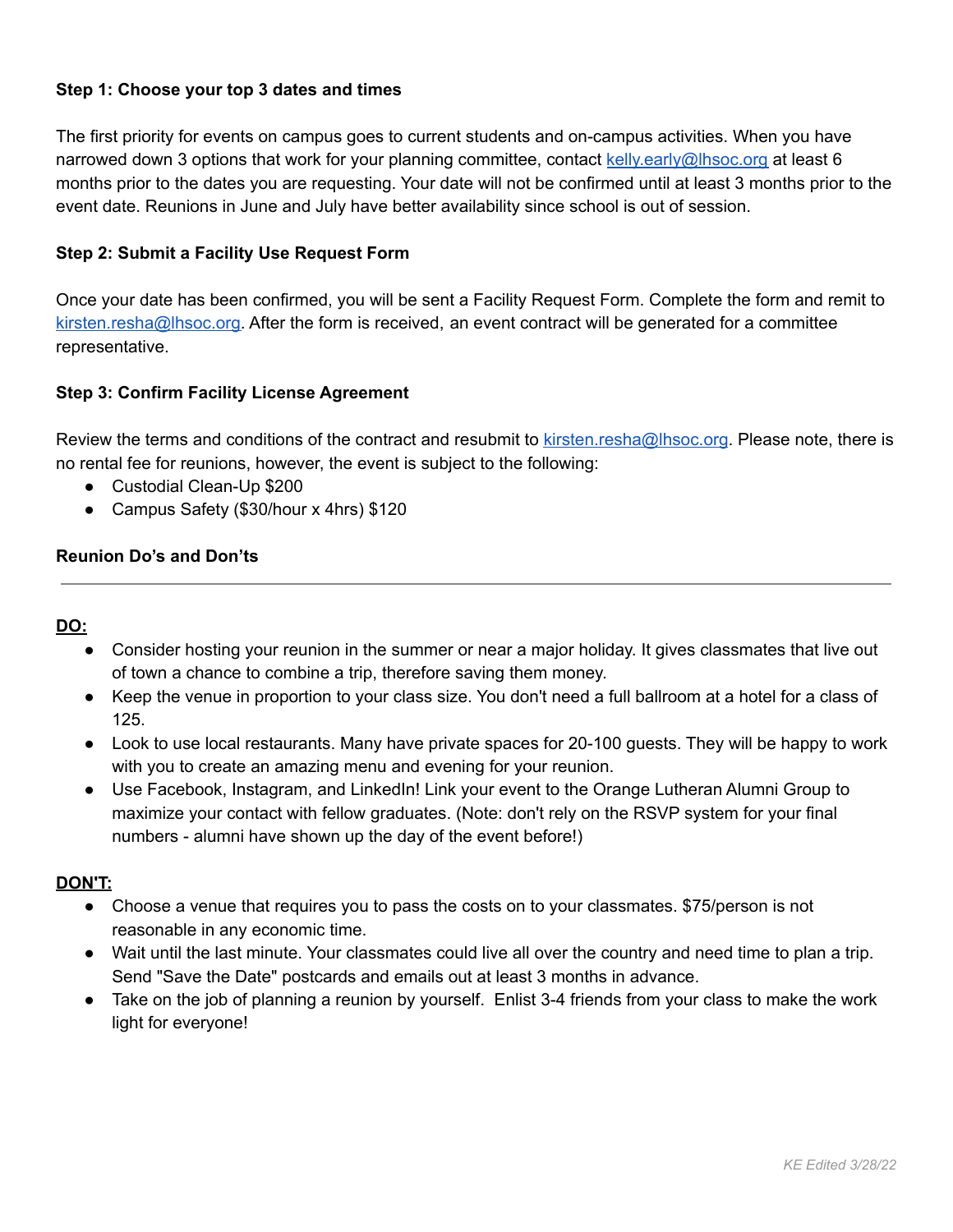**Step 1: Choose your top 3 dates and times**

The first priority for events on campus goes to current students and on-campus activities. When you have narrowed down 3 options that work for your planning committee, contact kelly.early@lhsoc.org at least 6 months prior to the dates you are requesting. Your date will not be confirmed until at least 3 months prior to the event date. Reunions in June and July have better availability since school is out of session.

**Step 2: Submit a Facility Use Request Form**

Once your date has been confirmed, you will be sent a Facility Request Form. Complete the form and remit to kirsten.resha@lhsoc.org. After the form is received, an event contract will be generated for a committee representative.

**Step 3: Confirm Facility License Agreement**

Review the terms and conditions of the contract and resubmit to kirsten.resha@lhsoc.org. Please note, there is no rental fee for reunions, however, the event is subject to the following:

- Custodial Clean-Up $200
- Campus Safety ($30/hour x 4hrs) $120

**Reunion Do's and Don'ts**

---

**DO:**

- Consider hosting your reunion in the summer or near a major holiday. It gives classmates that live out of town a chance to combine a trip, therefore saving them money.
- Keep the venue in proportion to your class size. You don't need a full ballroom at a hotel for a class of 125.
- Look to use local restaurants. Many have private spaces for 20-100 guests. They will be happy to work with you to create an amazing menu and evening for your reunion.
- Use Facebook, Instagram, and LinkedIn! Link your event to the Orange Lutheran Alumni Group to maximize your contact with fellow graduates. (Note: don't rely on the RSVP system for your final numbers - alumni have shown up the day of the event before!)

**DON'T:**

- Choose a venue that requires you to pass the costs on to your classmates. $75/person is not reasonable in any economic time.
- Wait until the last minute. Your classmates could live all over the country and need time to plan a trip. Send "Save the Date" postcards and emails out at least 3 months in advance.
- Take on the job of planning a reunion by yourself. Enlist 3-4 friends from your class to make the work light for everyone!

*KE Edited 3/28/22*